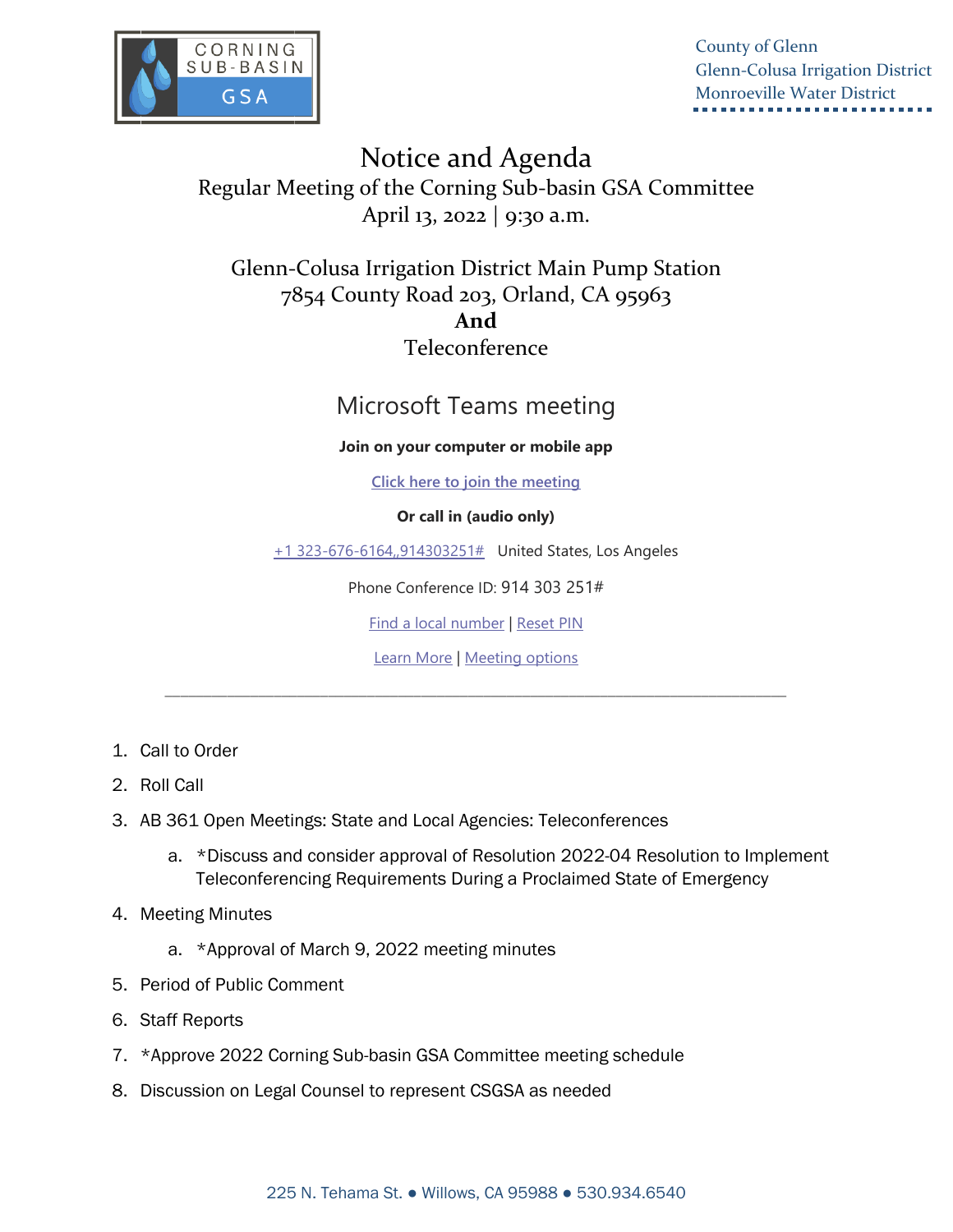CORNING SUB-BASIN GSA

County of Glenn
Glenn-Colusa Irrigation District
Monroeville Water District

# Notice and Agenda

## Regular Meeting of the Corning Sub-basin GSA Committee

April 13, 2022 | 9:30 a.m.

Glenn-Colusa Irrigation District Main Pump Station
7854 County Road 203, Orland, CA 95963
**And**
Teleconference

## Microsoft Teams meeting

**Join on your computer or mobile app**

Click here to join the meeting

**Or call in (audio only)**

+1 323-676-6164,,914303251# United States, Los Angeles

Phone Conference ID: 914 303 251#

Find a local number | Reset PIN

Learn More | Meeting options

---

1. Call to Order
2. Roll Call
3. AB 361 Open Meetings: State and Local Agencies: Teleconferences
   a. *Discuss and consider approval of Resolution 2022-04 Resolution to Implement Teleconferencing Requirements During a Proclaimed State of Emergency
4. Meeting Minutes
   a. *Approval of March 9, 2022 meeting minutes
5. Period of Public Comment
6. Staff Reports
7. *Approve 2022 Corning Sub-basin GSA Committee meeting schedule
8. Discussion on Legal Counsel to represent CSGSA as needed

225 N. Tehama St. ● Willows, CA 95988 ● 530.934.6540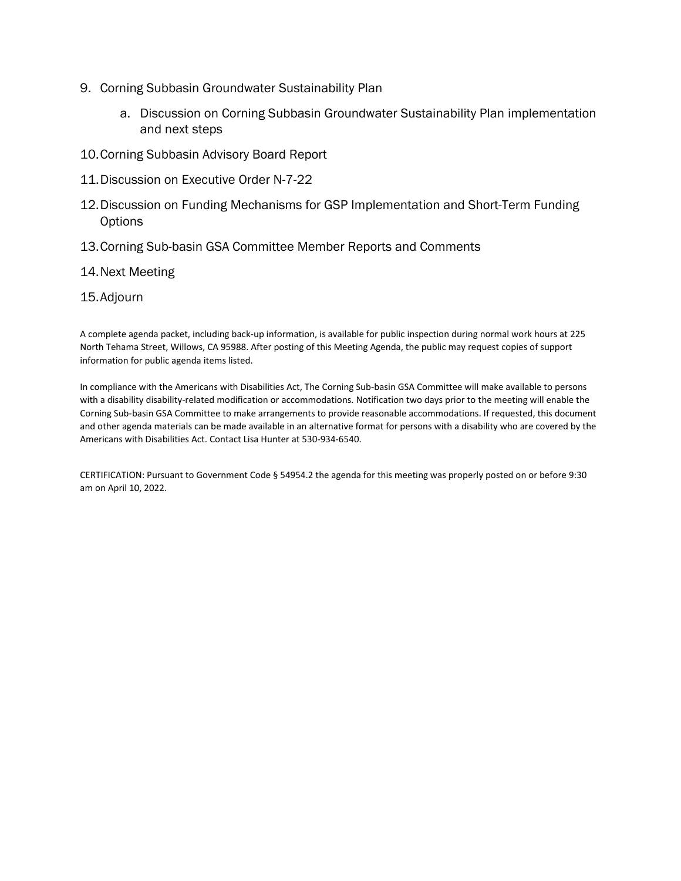9. Corning Subbasin Groundwater Sustainability Plan
    a. Discussion on Corning Subbasin Groundwater Sustainability Plan implementation and next steps
10. Corning Subbasin Advisory Board Report
11. Discussion on Executive Order N-7-22
12. Discussion on Funding Mechanisms for GSP Implementation and Short-Term Funding Options
13. Corning Sub-basin GSA Committee Member Reports and Comments
14. Next Meeting
15. Adjourn

A complete agenda packet, including back-up information, is available for public inspection during normal work hours at 225 North Tehama Street, Willows, CA 95988. After posting of this Meeting Agenda, the public may request copies of support information for public agenda items listed.

In compliance with the Americans with Disabilities Act, The Corning Sub-basin GSA Committee will make available to persons with a disability disability-related modification or accommodations. Notification two days prior to the meeting will enable the Corning Sub-basin GSA Committee to make arrangements to provide reasonable accommodations. If requested, this document and other agenda materials can be made available in an alternative format for persons with a disability who are covered by the Americans with Disabilities Act. Contact Lisa Hunter at 530-934-6540.

CERTIFICATION: Pursuant to Government Code § 54954.2 the agenda for this meeting was properly posted on or before 9:30 am on April 10, 2022.